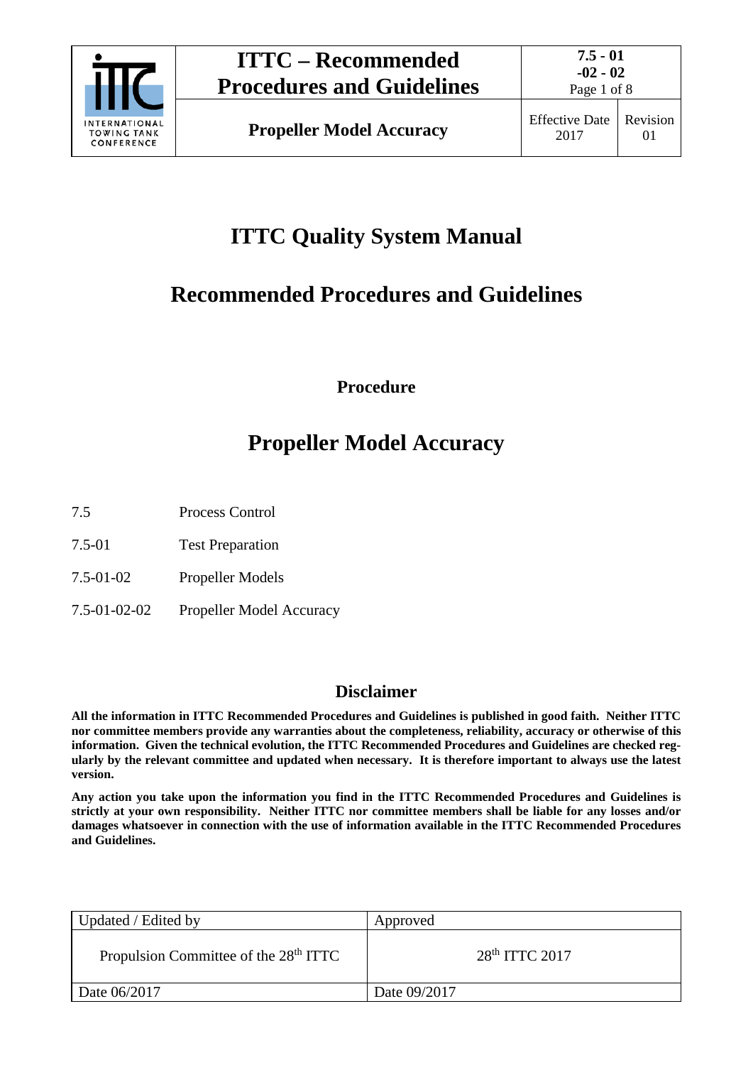# ITTC Quality System Manual

# Recommended Procedures and Guidelines

**Procedure**

# Propeller Model Accuracy

| | |
|---|---|
| 7.5 | Process Control |
| 7.5-01 | Test Preparation |
| 7.5-01-02 | Propeller Models |
| 7.5-01-02-02 | Propeller Model Accuracy |

## Disclaimer

**All the information in ITTC Recommended Procedures and Guidelines is published in good faith. Neither ITTC nor committee members provide any warranties about the completeness, reliability, accuracy or otherwise of this information. Given the technical evolution, the ITTC Recommended Procedures and Guidelines are checked regularly by the relevant committee and updated when necessary. It is therefore important to always use the latest version.**

**Any action you take upon the information you find in the ITTC Recommended Procedures and Guidelines is strictly at your own responsibility. Neither ITTC nor committee members shall be liable for any losses and/or damages whatsoever in connection with the use of information available in the ITTC Recommended Procedures and Guidelines.**

| Updated / Edited by | Approved |
|---|---|
| Propulsion Committee of the 28th ITTC | 28th ITTC 2017 |
| Date 06/2017 | Date 09/2017 |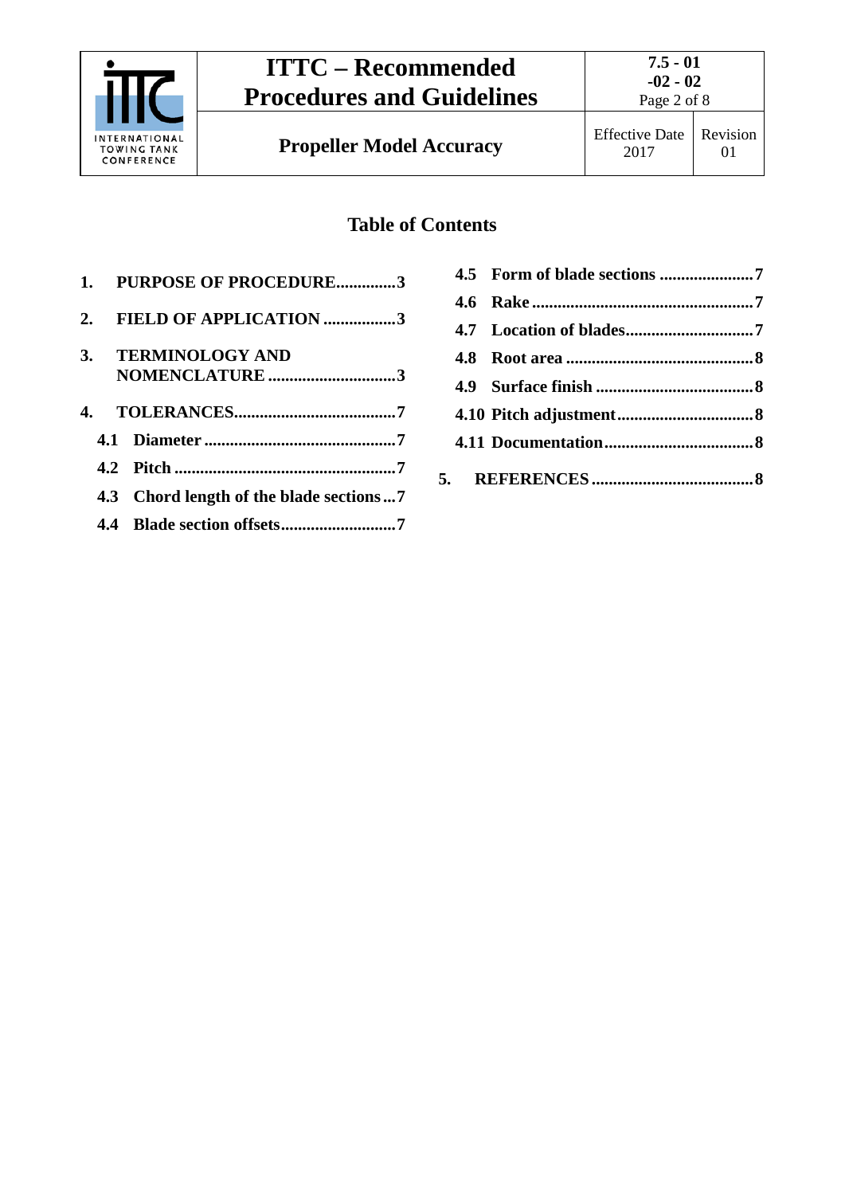## Table of Contents

1. **PURPOSE OF PROCEDURE**..............3
2. **FIELD OF APPLICATION** .................3
3. **TERMINOLOGY AND NOMENCLATURE** .............................3
4. **TOLERANCES**......................................7
   - **4.1 Diameter** .............................................7
   - **4.2 Pitch** ....................................................7
   - **4.3 Chord length of the blade sections** ...7
   - **4.4 Blade section offsets**...........................7
   - **4.5 Form of blade sections** ......................7
   - **4.6 Rake** ....................................................7
   - **4.7 Location of blades**..............................7
   - **4.8 Root area** ............................................8
   - **4.9 Surface finish** .....................................8
   - **4.10 Pitch adjustment**................................8
   - **4.11 Documentation**...................................8
5. **REFERENCES** ......................................8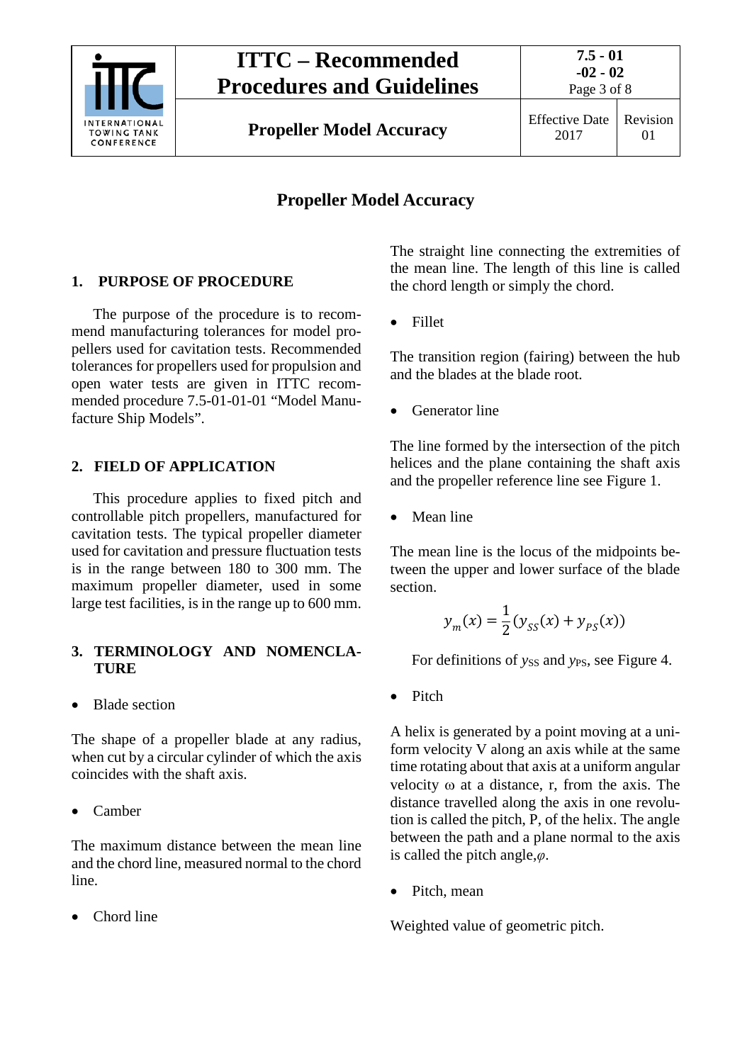# Propeller Model Accuracy

## 1. PURPOSE OF PROCEDURE

The purpose of the procedure is to recommend manufacturing tolerances for model propellers used for cavitation tests. Recommended tolerances for propellers used for propulsion and open water tests are given in ITTC recommended procedure 7.5-01-01-01 "Model Manufacture Ship Models".

## 2. FIELD OF APPLICATION

This procedure applies to fixed pitch and controllable pitch propellers, manufactured for cavitation tests. The typical propeller diameter used for cavitation and pressure fluctuation tests is in the range between 180 to 300 mm. The maximum propeller diameter, used in some large test facilities, is in the range up to 600 mm.

## 3. TERMINOLOGY AND NOMENCLATURE

- Blade section

The shape of a propeller blade at any radius, when cut by a circular cylinder of which the axis coincides with the shaft axis.

- Camber

The maximum distance between the mean line and the chord line, measured normal to the chord line.

- Chord line

The straight line connecting the extremities of the mean line. The length of this line is called the chord length or simply the chord.

- Fillet

The transition region (fairing) between the hub and the blades at the blade root.

- Generator line

The line formed by the intersection of the pitch helices and the plane containing the shaft axis and the propeller reference line see Figure 1.

- Mean line

The mean line is the locus of the midpoints between the upper and lower surface of the blade section.

$$y_m(x) = \frac{1}{2}(y_{SS}(x) + y_{PS}(x))$$

For definitions of $y_{SS}$ and $y_{PS}$, see Figure 4.

- Pitch

A helix is generated by a point moving at a uniform velocity V along an axis while at the same time rotating about that axis at a uniform angular velocity ω at a distance, r, from the axis. The distance travelled along the axis in one revolution is called the pitch, P, of the helix. The angle between the path and a plane normal to the axis is called the pitch angle, $\varphi$.

- Pitch, mean

Weighted value of geometric pitch.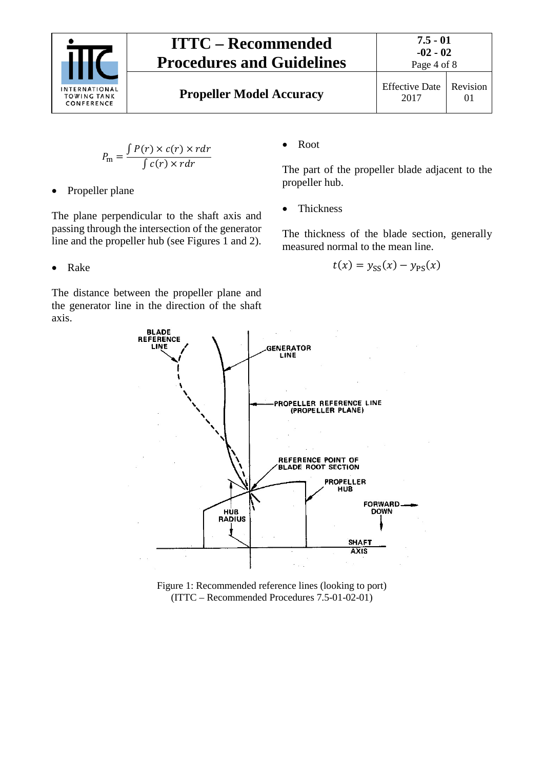$$P_{\mathrm{m}} = \frac{\int P(r) \times c(r) \times r dr}{\int c(r) \times r dr}$$

- Propeller plane

The plane perpendicular to the shaft axis and passing through the intersection of the generator line and the propeller hub (see Figures 1 and 2).

- Rake

The distance between the propeller plane and the generator line in the direction of the shaft axis.

- Root

The part of the propeller blade adjacent to the propeller hub.

- Thickness

The thickness of the blade section, generally measured normal to the mean line.

$$t(x) = y_{\mathrm{SS}}(x) - y_{\mathrm{PS}}(x)$$

Figure 1: Recommended reference lines (looking to port) (ITTC – Recommended Procedures 7.5-01-02-01)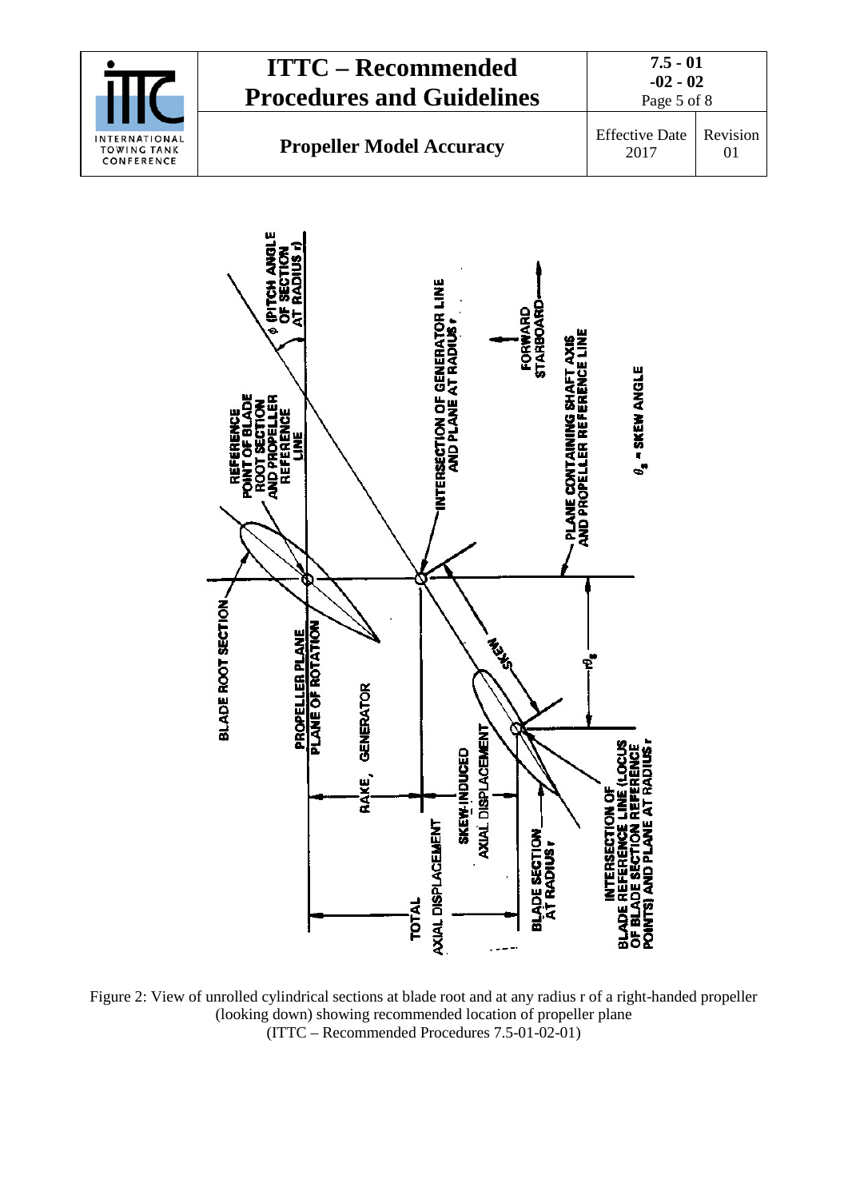Figure 2: View of unrolled cylindrical sections at blade root and at any radius r of a right-handed propeller (looking down) showing recommended location of propeller plane
(ITTC – Recommended Procedures 7.5-01-02-01)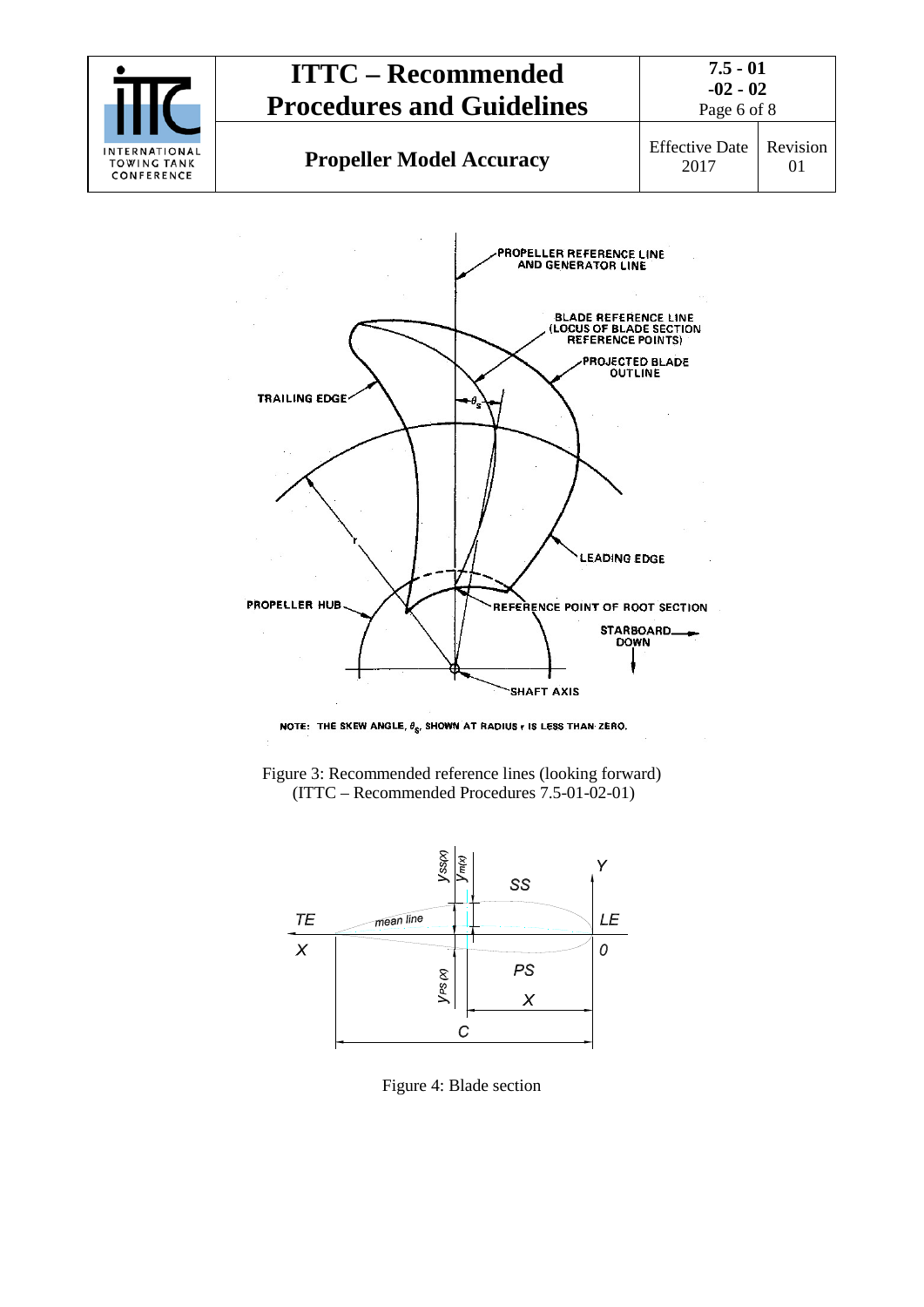Figure 3: Recommended reference lines (looking forward)
(ITTC – Recommended Procedures 7.5-01-02-01)

Figure 4: Blade section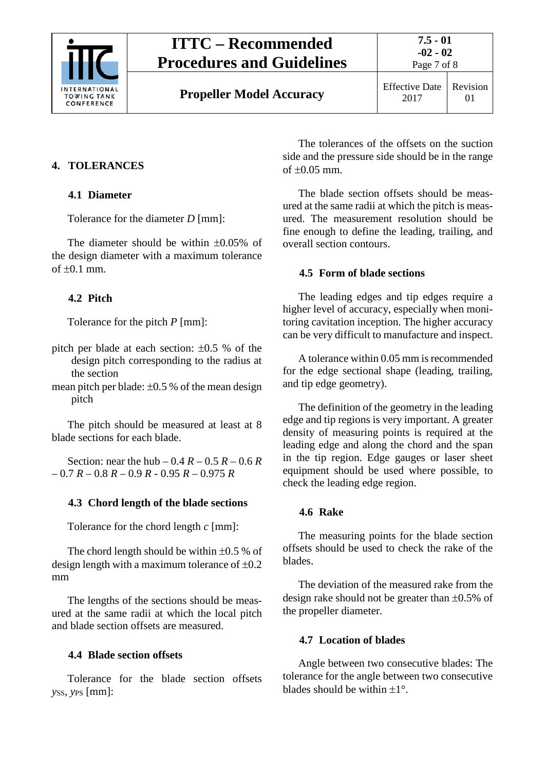## 4. TOLERANCES

### 4.1 Diameter

Tolerance for the diameter *D* [mm]:

The diameter should be within ±0.05% of the design diameter with a maximum tolerance of ±0.1 mm.

### 4.2 Pitch

Tolerance for the pitch *P* [mm]:

pitch per blade at each section: ±0.5 % of the design pitch corresponding to the radius at the section

mean pitch per blade: ±0.5 % of the mean design pitch

The pitch should be measured at least at 8 blade sections for each blade.

Section: near the hub – 0.4 *R* – 0.5 *R* – 0.6 *R* – 0.7 *R* – 0.8 *R* – 0.9 *R* - 0.95 *R* – 0.975 *R*

### 4.3 Chord length of the blade sections

Tolerance for the chord length *c* [mm]:

The chord length should be within ±0.5 % of design length with a maximum tolerance of ±0.2 mm

The lengths of the sections should be measured at the same radii at which the local pitch and blade section offsets are measured.

### 4.4 Blade section offsets

Tolerance for the blade section offsets $y_{SS}$, $y_{PS}$ [mm]:

The tolerances of the offsets on the suction side and the pressure side should be in the range of ±0.05 mm.

The blade section offsets should be measured at the same radii at which the pitch is measured. The measurement resolution should be fine enough to define the leading, trailing, and overall section contours.

### 4.5 Form of blade sections

The leading edges and tip edges require a higher level of accuracy, especially when monitoring cavitation inception. The higher accuracy can be very difficult to manufacture and inspect.

A tolerance within 0.05 mm is recommended for the edge sectional shape (leading, trailing, and tip edge geometry).

The definition of the geometry in the leading edge and tip regions is very important. A greater density of measuring points is required at the leading edge and along the chord and the span in the tip region. Edge gauges or laser sheet equipment should be used where possible, to check the leading edge region.

### 4.6 Rake

The measuring points for the blade section offsets should be used to check the rake of the blades.

The deviation of the measured rake from the design rake should not be greater than ±0.5% of the propeller diameter.

### 4.7 Location of blades

Angle between two consecutive blades: The tolerance for the angle between two consecutive blades should be within ±1°.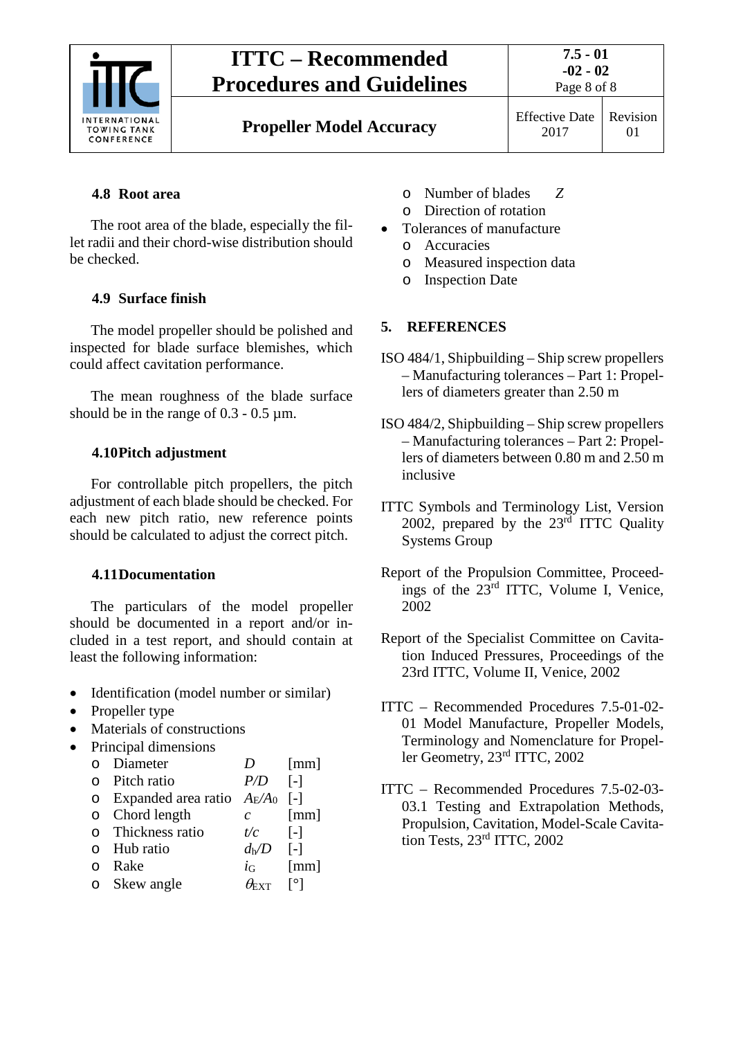### 4.8 Root area

The root area of the blade, especially the fillet radii and their chord-wise distribution should be checked.

### 4.9 Surface finish

The model propeller should be polished and inspected for blade surface blemishes, which could affect cavitation performance.

The mean roughness of the blade surface should be in the range of 0.3 - 0.5 µm.

### 4.10 Pitch adjustment

For controllable pitch propellers, the pitch adjustment of each blade should be checked. For each new pitch ratio, new reference points should be calculated to adjust the correct pitch.

### 4.11 Documentation

The particulars of the model propeller should be documented in a report and/or included in a test report, and should contain at least the following information:

- Identification (model number or similar)
- Propeller type
- Materials of constructions
- Principal dimensions
  - Diameter $D$ [mm]
  - Pitch ratio $P/D$ [-]
  - Expanded area ratio $A_E/A_0$ [-]
  - Chord length $c$ [mm]
  - Thickness ratio $t/c$ [-]
  - Hub ratio $d_h/D$ [-]
  - Rake $i_G$ [mm]
  - Skew angle $\theta_{EXT}$ [°]
  - Number of blades $Z$
  - Direction of rotation
- Tolerances of manufacture
  - Accuracies
  - Measured inspection data
  - Inspection Date

## 5. REFERENCES

ISO 484/1, Shipbuilding – Ship screw propellers – Manufacturing tolerances – Part 1: Propellers of diameters greater than 2.50 m

ISO 484/2, Shipbuilding – Ship screw propellers – Manufacturing tolerances – Part 2: Propellers of diameters between 0.80 m and 2.50 m inclusive

ITTC Symbols and Terminology List, Version 2002, prepared by the 23rd ITTC Quality Systems Group

Report of the Propulsion Committee, Proceedings of the 23rd ITTC, Volume I, Venice, 2002

Report of the Specialist Committee on Cavitation Induced Pressures, Proceedings of the 23rd ITTC, Volume II, Venice, 2002

ITTC – Recommended Procedures 7.5-01-02-01 Model Manufacture, Propeller Models, Terminology and Nomenclature for Propeller Geometry, 23rd ITTC, 2002

ITTC – Recommended Procedures 7.5-02-03-03.1 Testing and Extrapolation Methods, Propulsion, Cavitation, Model-Scale Cavitation Tests, 23rd ITTC, 2002